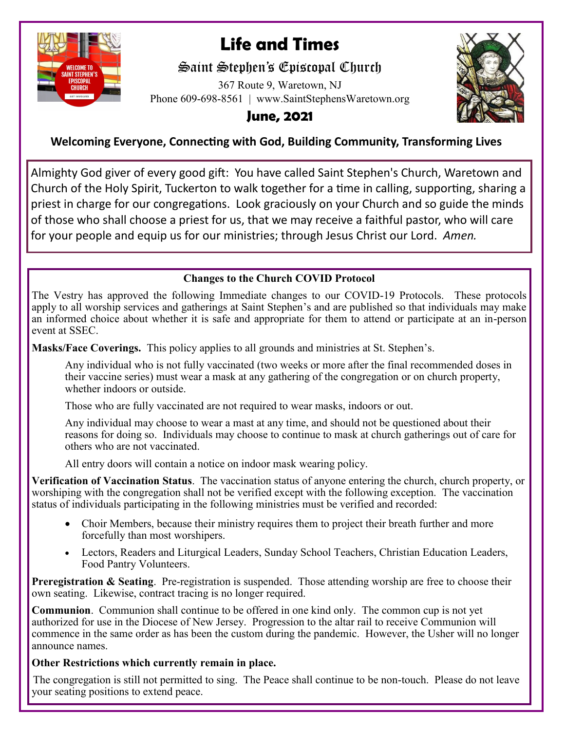# Life and Times

## Saint Stephen's Episcopal Church

367 Route 9, Waretown, NJ
Phone 609-698-8561 | www.SaintStephensWaretown.org

### June, 2021

**Welcoming Everyone, Connecting with God, Building Community, Transforming Lives**

Almighty God giver of every good gift: You have called Saint Stephen's Church, Waretown and Church of the Holy Spirit, Tuckerton to walk together for a time in calling, supporting, sharing a priest in charge for our congregations. Look graciously on your Church and so guide the minds of those who shall choose a priest for us, that we may receive a faithful pastor, who will care for your people and equip us for our ministries; through Jesus Christ our Lord. *Amen.*

### Changes to the Church COVID Protocol

The Vestry has approved the following Immediate changes to our COVID-19 Protocols. These protocols apply to all worship services and gatherings at Saint Stephen's and are published so that individuals may make an informed choice about whether it is safe and appropriate for them to attend or participate at an in-person event at SSEC.

**Masks/Face Coverings.** This policy applies to all grounds and ministries at St. Stephen's.

Any individual who is not fully vaccinated (two weeks or more after the final recommended doses in their vaccine series) must wear a mask at any gathering of the congregation or on church property, whether indoors or outside.

Those who are fully vaccinated are not required to wear masks, indoors or out.

Any individual may choose to wear a mast at any time, and should not be questioned about their reasons for doing so. Individuals may choose to continue to mask at church gatherings out of care for others who are not vaccinated.

All entry doors will contain a notice on indoor mask wearing policy.

**Verification of Vaccination Status**. The vaccination status of anyone entering the church, church property, or worshiping with the congregation shall not be verified except with the following exception. The vaccination status of individuals participating in the following ministries must be verified and recorded:

- Choir Members, because their ministry requires them to project their breath further and more forcefully than most worshipers.
- Lectors, Readers and Liturgical Leaders, Sunday School Teachers, Christian Education Leaders, Food Pantry Volunteers.

**Preregistration & Seating**. Pre-registration is suspended. Those attending worship are free to choose their own seating. Likewise, contract tracing is no longer required.

**Communion**. Communion shall continue to be offered in one kind only. The common cup is not yet authorized for use in the Diocese of New Jersey. Progression to the altar rail to receive Communion will commence in the same order as has been the custom during the pandemic. However, the Usher will no longer announce names.

**Other Restrictions which currently remain in place.**

The congregation is still not permitted to sing. The Peace shall continue to be non-touch. Please do not leave your seating positions to extend peace.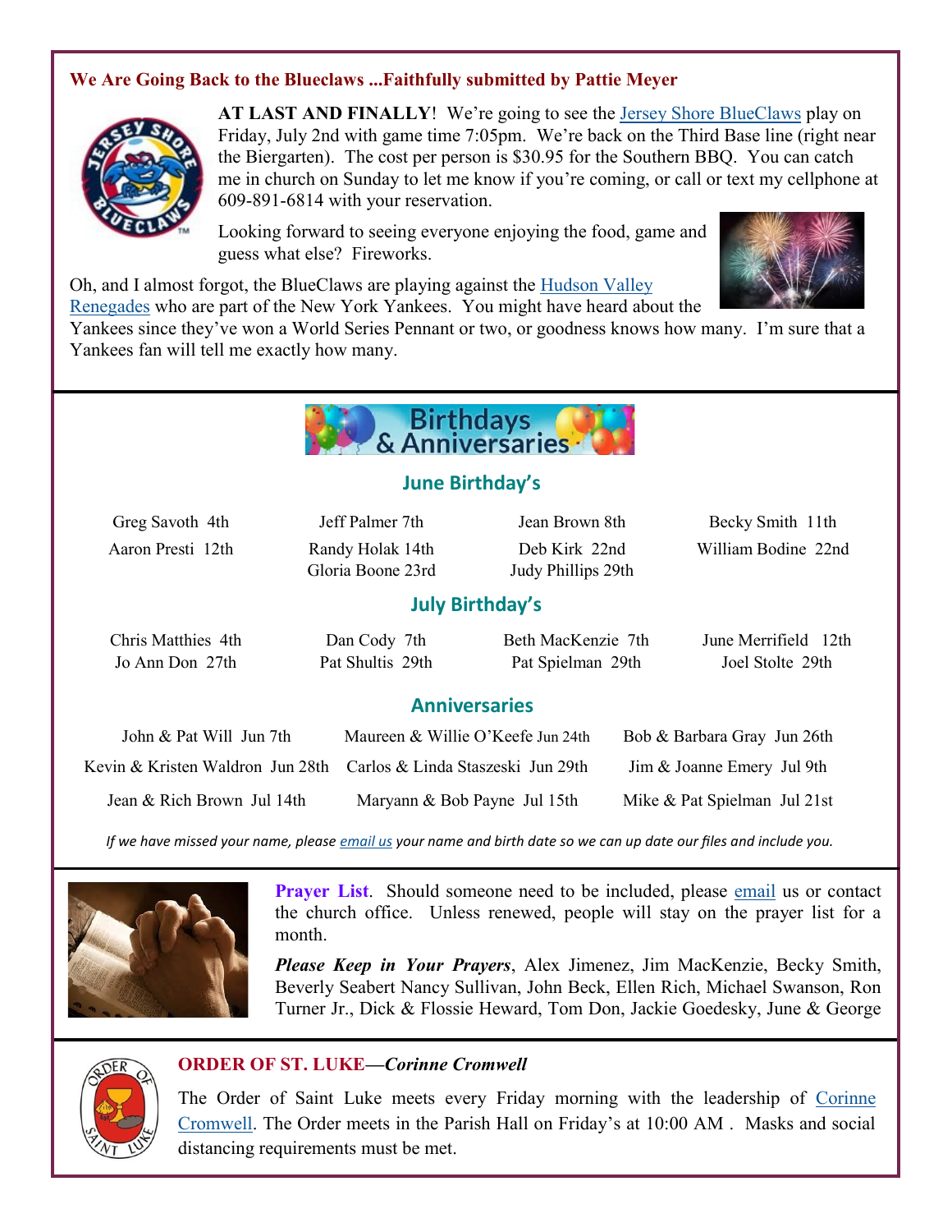### We Are Going Back to the Blueclaws ...Faithfully submitted by Pattie Meyer

**AT LAST AND FINALLY**! We're going to see the Jersey Shore BlueClaws play on Friday, July 2nd with game time 7:05pm. We're back on the Third Base line (right near the Biergarten). The cost per person is $30.95 for the Southern BBQ. You can catch me in church on Sunday to let me know if you're coming, or call or text my cellphone at 609-891-6814 with your reservation.

Looking forward to seeing everyone enjoying the food, game and guess what else? Fireworks.

Oh, and I almost forgot, the BlueClaws are playing against the Hudson Valley Renegades who are part of the New York Yankees. You might have heard about the Yankees since they've won a World Series Pennant or two, or goodness knows how many. I'm sure that a Yankees fan will tell me exactly how many.

## Birthdays & Anniversaries

### June Birthday's

| | | | |
|---|---|---|---|
| Greg Savoth 4th | Jeff Palmer 7th | Jean Brown 8th | Becky Smith 11th |
| Aaron Presti 12th | Randy Holak 14th | Deb Kirk 22nd | William Bodine 22nd |
| | Gloria Boone 23rd | Judy Phillips 29th | |

### July Birthday's

| | | | |
|---|---|---|---|
| Chris Matthies 4th | Dan Cody 7th | Beth MacKenzie 7th | June Merrifield 12th |
| Jo Ann Don 27th | Pat Shultis 29th | Pat Spielman 29th | Joel Stolte 29th |

### Anniversaries

| | | |
|---|---|---|
| John & Pat Will Jun 7th | Maureen & Willie O'Keefe Jun 24th | Bob & Barbara Gray Jun 26th |
| Kevin & Kristen Waldron Jun 28th | Carlos & Linda Staszeski Jun 29th | Jim & Joanne Emery Jul 9th |
| Jean & Rich Brown Jul 14th | Maryann & Bob Payne Jul 15th | Mike & Pat Spielman Jul 21st |

*If we have missed your name, please email us your name and birth date so we can up date our files and include you.*

**Prayer List**. Should someone need to be included, please email us or contact the church office. Unless renewed, people will stay on the prayer list for a month.

***Please Keep in Your Prayers***, Alex Jimenez, Jim MacKenzie, Becky Smith, Beverly Seabert Nancy Sullivan, John Beck, Ellen Rich, Michael Swanson, Ron Turner Jr., Dick & Flossie Heward, Tom Don, Jackie Goedesky, June & George

### ORDER OF ST. LUKE—*Corinne Cromwell*

The Order of Saint Luke meets every Friday morning with the leadership of Corinne Cromwell. The Order meets in the Parish Hall on Friday's at 10:00 AM . Masks and social distancing requirements must be met.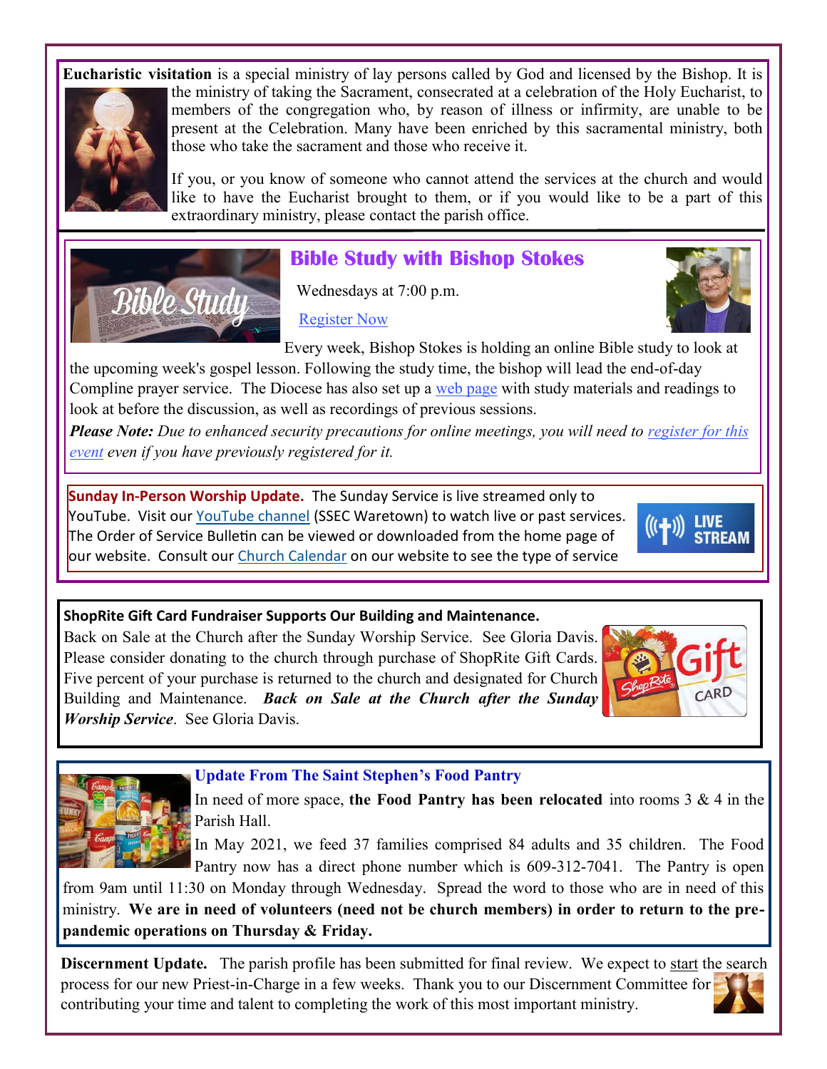**Eucharistic visitation** is a special ministry of lay persons called by God and licensed by the Bishop. It is the ministry of taking the Sacrament, consecrated at a celebration of the Holy Eucharist, to members of the congregation who, by reason of illness or infirmity, are unable to be present at the Celebration. Many have been enriched by this sacramental ministry, both those who take the sacrament and those who receive it.

If you, or you know of someone who cannot attend the services at the church and would like to have the Eucharist brought to them, or if you would like to be a part of this extraordinary ministry, please contact the parish office.

## Bible Study with Bishop Stokes

Wednesdays at 7:00 p.m.

Register Now

Every week, Bishop Stokes is holding an online Bible study to look at the upcoming week's gospel lesson. Following the study time, the bishop will lead the end-of-day Compline prayer service. The Diocese has also set up a web page with study materials and readings to look at before the discussion, as well as recordings of previous sessions.

***Please Note:*** *Due to enhanced security precautions for online meetings, you will need to register for this event even if you have previously registered for it.*

**Sunday In-Person Worship Update.** The Sunday Service is live streamed only to YouTube. Visit our YouTube channel (SSEC Waretown) to watch live or past services. The Order of Service Bulletin can be viewed or downloaded from the home page of our website. Consult our Church Calendar on our website to see the type of service

**ShopRite Gift Card Fundraiser Supports Our Building and Maintenance.**

Back on Sale at the Church after the Sunday Worship Service. See Gloria Davis. Please consider donating to the church through purchase of ShopRite Gift Cards. Five percent of your purchase is returned to the church and designated for Church Building and Maintenance. ***Back on Sale at the Church after the Sunday Worship Service***. See Gloria Davis.

**Update From The Saint Stephen's Food Pantry**

In need of more space, **the Food Pantry has been relocated** into rooms 3 & 4 in the Parish Hall.

In May 2021, we feed 37 families comprised 84 adults and 35 children. The Food Pantry now has a direct phone number which is 609-312-7041. The Pantry is open from 9am until 11:30 on Monday through Wednesday. Spread the word to those who are in need of this ministry. **We are in need of volunteers (need not be church members) in order to return to the pre-pandemic operations on Thursday & Friday.**

**Discernment Update.** The parish profile has been submitted for final review. We expect to start the search process for our new Priest-in-Charge in a few weeks. Thank you to our Discernment Committee for contributing your time and talent to completing the work of this most important ministry.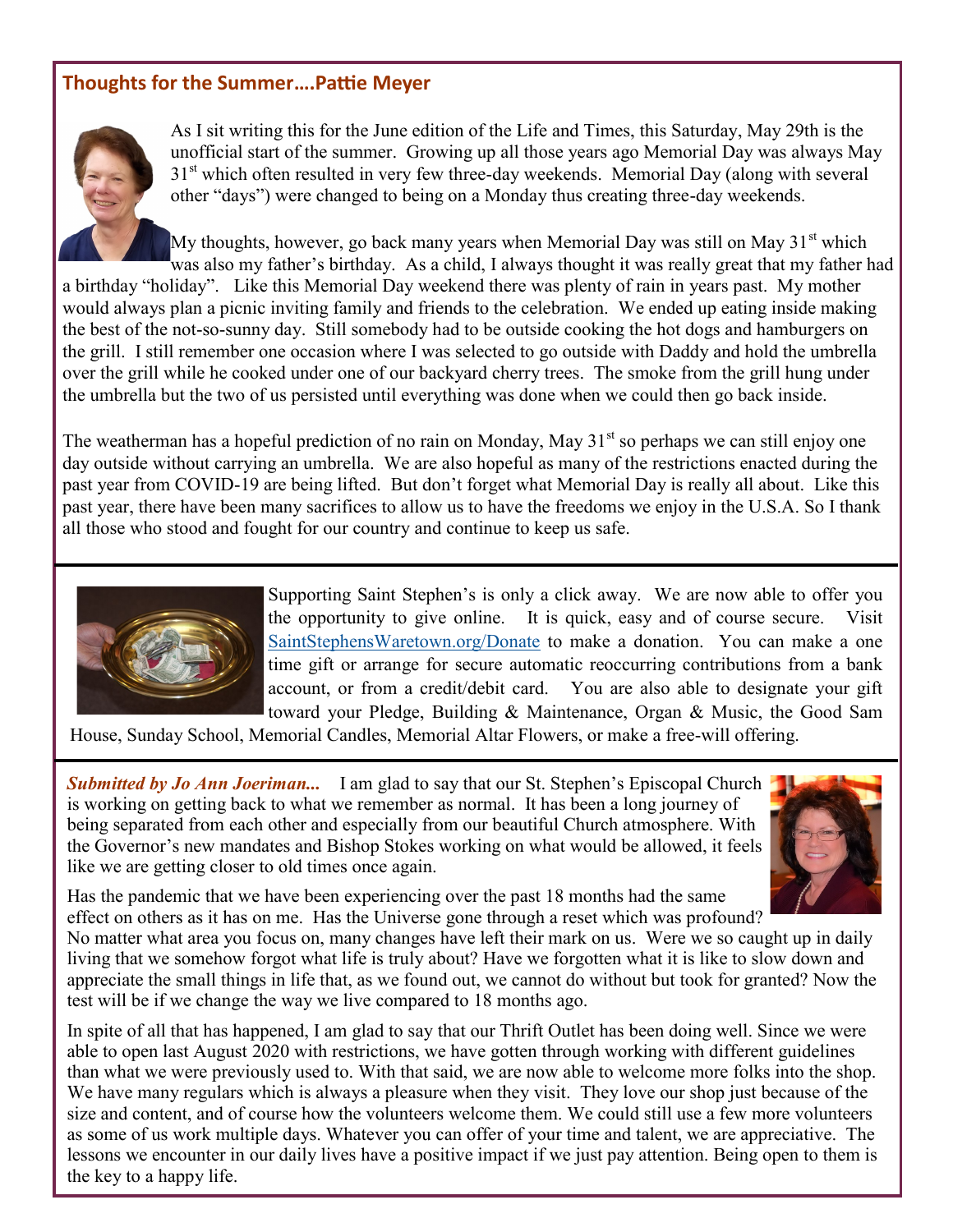## Thoughts for the Summer….Pattie Meyer

As I sit writing this for the June edition of the Life and Times, this Saturday, May 29th is the unofficial start of the summer. Growing up all those years ago Memorial Day was always May 31st which often resulted in very few three-day weekends. Memorial Day (along with several other "days") were changed to being on a Monday thus creating three-day weekends.

My thoughts, however, go back many years when Memorial Day was still on May 31st which was also my father's birthday. As a child, I always thought it was really great that my father had a birthday "holiday". Like this Memorial Day weekend there was plenty of rain in years past. My mother would always plan a picnic inviting family and friends to the celebration. We ended up eating inside making the best of the not-so-sunny day. Still somebody had to be outside cooking the hot dogs and hamburgers on the grill. I still remember one occasion where I was selected to go outside with Daddy and hold the umbrella over the grill while he cooked under one of our backyard cherry trees. The smoke from the grill hung under the umbrella but the two of us persisted until everything was done when we could then go back inside.

The weatherman has a hopeful prediction of no rain on Monday, May 31st so perhaps we can still enjoy one day outside without carrying an umbrella. We are also hopeful as many of the restrictions enacted during the past year from COVID-19 are being lifted. But don't forget what Memorial Day is really all about. Like this past year, there have been many sacrifices to allow us to have the freedoms we enjoy in the U.S.A. So I thank all those who stood and fought for our country and continue to keep us safe.

---

Supporting Saint Stephen's is only a click away. We are now able to offer you the opportunity to give online. It is quick, easy and of course secure. Visit SaintStephensWaretown.org/Donate to make a donation. You can make a one time gift or arrange for secure automatic reoccurring contributions from a bank account, or from a credit/debit card. You are also able to designate your gift toward your Pledge, Building & Maintenance, Organ & Music, the Good Sam House, Sunday School, Memorial Candles, Memorial Altar Flowers, or make a free-will offering.

---

***Submitted by Jo Ann Joeriman...*** I am glad to say that our St. Stephen's Episcopal Church is working on getting back to what we remember as normal. It has been a long journey of being separated from each other and especially from our beautiful Church atmosphere. With the Governor's new mandates and Bishop Stokes working on what would be allowed, it feels like we are getting closer to old times once again.

Has the pandemic that we have been experiencing over the past 18 months had the same effect on others as it has on me. Has the Universe gone through a reset which was profound? No matter what area you focus on, many changes have left their mark on us. Were we so caught up in daily living that we somehow forgot what life is truly about? Have we forgotten what it is like to slow down and appreciate the small things in life that, as we found out, we cannot do without but took for granted? Now the test will be if we change the way we live compared to 18 months ago.

In spite of all that has happened, I am glad to say that our Thrift Outlet has been doing well. Since we were able to open last August 2020 with restrictions, we have gotten through working with different guidelines than what we were previously used to. With that said, we are now able to welcome more folks into the shop. We have many regulars which is always a pleasure when they visit. They love our shop just because of the size and content, and of course how the volunteers welcome them. We could still use a few more volunteers as some of us work multiple days. Whatever you can offer of your time and talent, we are appreciative. The lessons we encounter in our daily lives have a positive impact if we just pay attention. Being open to them is the key to a happy life.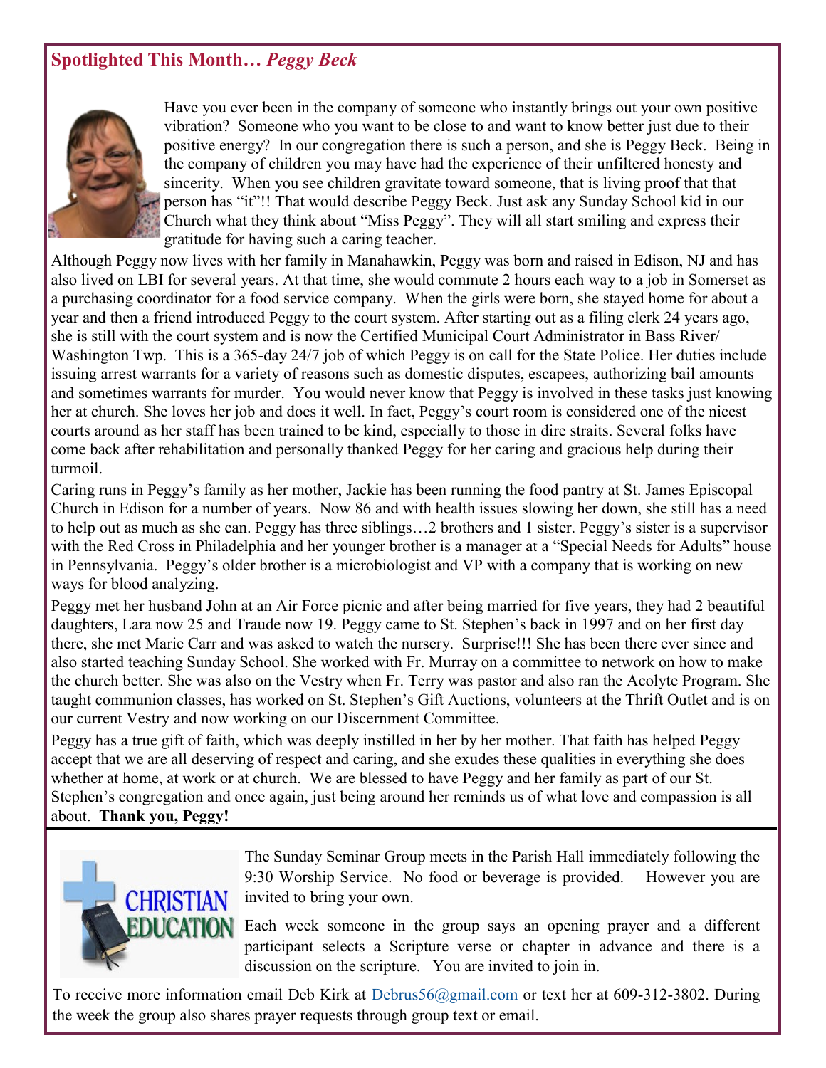## Spotlighted This Month… *Peggy Beck*

Have you ever been in the company of someone who instantly brings out your own positive vibration? Someone who you want to be close to and want to know better just due to their positive energy? In our congregation there is such a person, and she is Peggy Beck. Being in the company of children you may have had the experience of their unfiltered honesty and sincerity. When you see children gravitate toward someone, that is living proof that that person has "it"!! That would describe Peggy Beck. Just ask any Sunday School kid in our Church what they think about "Miss Peggy". They will all start smiling and express their gratitude for having such a caring teacher.

Although Peggy now lives with her family in Manahawkin, Peggy was born and raised in Edison, NJ and has also lived on LBI for several years. At that time, she would commute 2 hours each way to a job in Somerset as a purchasing coordinator for a food service company. When the girls were born, she stayed home for about a year and then a friend introduced Peggy to the court system. After starting out as a filing clerk 24 years ago, she is still with the court system and is now the Certified Municipal Court Administrator in Bass River/ Washington Twp. This is a 365-day 24/7 job of which Peggy is on call for the State Police. Her duties include issuing arrest warrants for a variety of reasons such as domestic disputes, escapees, authorizing bail amounts and sometimes warrants for murder. You would never know that Peggy is involved in these tasks just knowing her at church. She loves her job and does it well. In fact, Peggy's court room is considered one of the nicest courts around as her staff has been trained to be kind, especially to those in dire straits. Several folks have come back after rehabilitation and personally thanked Peggy for her caring and gracious help during their turmoil.

Caring runs in Peggy's family as her mother, Jackie has been running the food pantry at St. James Episcopal Church in Edison for a number of years. Now 86 and with health issues slowing her down, she still has a need to help out as much as she can. Peggy has three siblings…2 brothers and 1 sister. Peggy's sister is a supervisor with the Red Cross in Philadelphia and her younger brother is a manager at a "Special Needs for Adults" house in Pennsylvania. Peggy's older brother is a microbiologist and VP with a company that is working on new ways for blood analyzing.

Peggy met her husband John at an Air Force picnic and after being married for five years, they had 2 beautiful daughters, Lara now 25 and Traude now 19. Peggy came to St. Stephen's back in 1997 and on her first day there, she met Marie Carr and was asked to watch the nursery. Surprise!!! She has been there ever since and also started teaching Sunday School. She worked with Fr. Murray on a committee to network on how to make the church better. She was also on the Vestry when Fr. Terry was pastor and also ran the Acolyte Program. She taught communion classes, has worked on St. Stephen's Gift Auctions, volunteers at the Thrift Outlet and is on our current Vestry and now working on our Discernment Committee.

Peggy has a true gift of faith, which was deeply instilled in her by her mother. That faith has helped Peggy accept that we are all deserving of respect and caring, and she exudes these qualities in everything she does whether at home, at work or at church. We are blessed to have Peggy and her family as part of our St. Stephen's congregation and once again, just being around her reminds us of what love and compassion is all about. **Thank you, Peggy!**

---

**CHRISTIAN EDUCATION**

The Sunday Seminar Group meets in the Parish Hall immediately following the 9:30 Worship Service. No food or beverage is provided. However you are invited to bring your own.

Each week someone in the group says an opening prayer and a different participant selects a Scripture verse or chapter in advance and there is a discussion on the scripture. You are invited to join in.

To receive more information email Deb Kirk at Debrus56@gmail.com or text her at 609-312-3802. During the week the group also shares prayer requests through group text or email.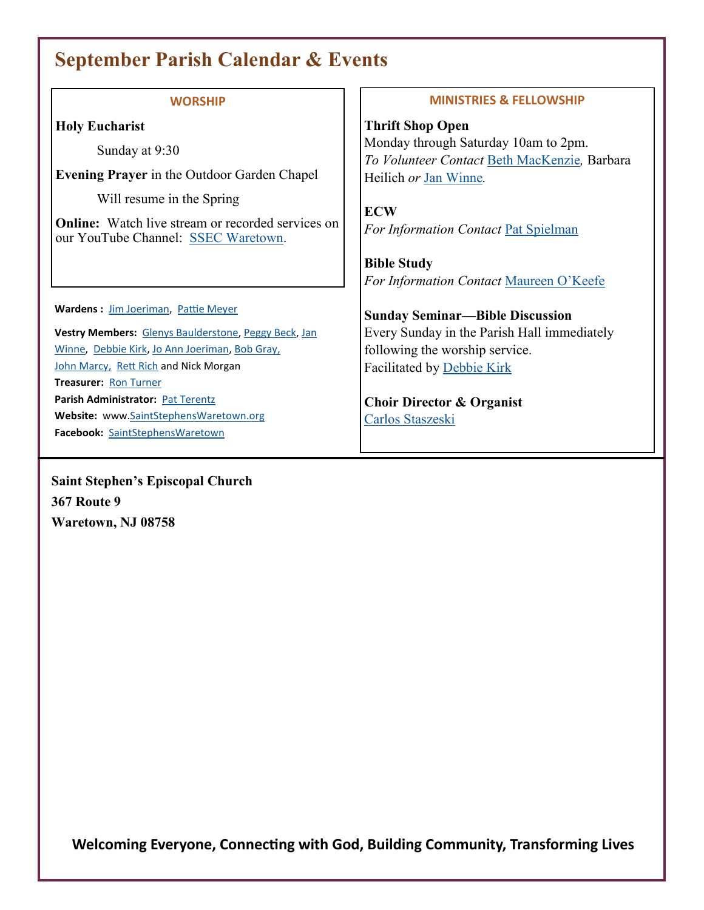# September Parish Calendar & Events

## WORSHIP

**Holy Eucharist**

Sunday at 9:30

**Evening Prayer** in the Outdoor Garden Chapel

Will resume in the Spring

**Online:** Watch live stream or recorded services on our YouTube Channel: SSEC Waretown.

**Wardens :** Jim Joeriman, Pattie Meyer

**Vestry Members:** Glenys Baulderstone, Peggy Beck, Jan Winne, Debbie Kirk, Jo Ann Joeriman, Bob Gray, John Marcy, Rett Rich and Nick Morgan

**Treasurer:** Ron Turner

**Parish Administrator:** Pat Terentz

**Website:** www.SaintStephensWaretown.org

**Facebook:** SaintStephensWaretown

## MINISTRIES & FELLOWSHIP

**Thrift Shop Open**
Monday through Saturday 10am to 2pm.
*To Volunteer Contact* Beth MacKenzie, Barbara Heilich *or* Jan Winne.

**ECW**
*For Information Contact* Pat Spielman

**Bible Study**
*For Information Contact* Maureen O'Keefe

**Sunday Seminar—Bible Discussion**
Every Sunday in the Parish Hall immediately following the worship service.
Facilitated by Debbie Kirk

**Choir Director & Organist**
Carlos Staszeski

**Saint Stephen's Episcopal Church**
**367 Route 9**
**Waretown, NJ 08758**

**Welcoming Everyone, Connecting with God, Building Community, Transforming Lives**